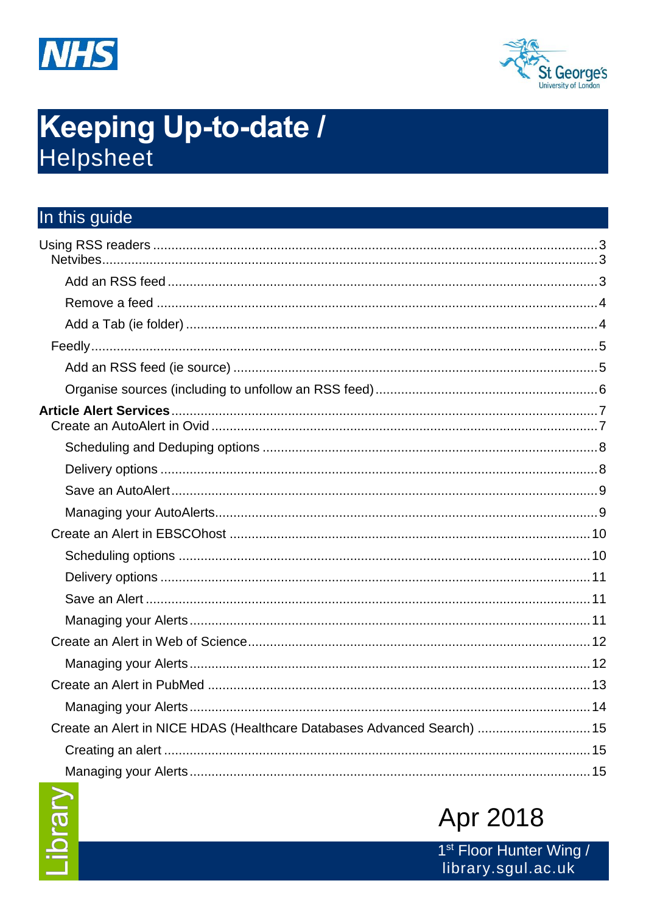# Keeping Up-to-date / Helpsheet

## In this guide

- Using RSS readers ..... 3
  - Netvibes ..... 3
    - Add an RSS feed ..... 3
    - Remove a feed ..... 4
    - Add a Tab (ie folder) ..... 4
  - Feedly ..... 5
    - Add an RSS feed (ie source) ..... 5
    - Organise sources (including to unfollow an RSS feed) ..... 6
- **Article Alert Services** ..... 7
  - Create an AutoAlert in Ovid ..... 7
    - Scheduling and Deduping options ..... 8
    - Delivery options ..... 8
    - Save an AutoAlert ..... 9
    - Managing your AutoAlerts ..... 9
  - Create an Alert in EBSCOhost ..... 10
    - Scheduling options ..... 10
    - Delivery options ..... 11
    - Save an Alert ..... 11
    - Managing your Alerts ..... 11
  - Create an Alert in Web of Science ..... 12
    - Managing your Alerts ..... 12
  - Create an Alert in PubMed ..... 13
    - Managing your Alerts ..... 14
  - Create an Alert in NICE HDAS (Healthcare Databases Advanced Search) ..... 15
    - Creating an alert ..... 15
    - Managing your Alerts ..... 15

Library

Apr 2018

1st Floor Hunter Wing / library.sgul.ac.uk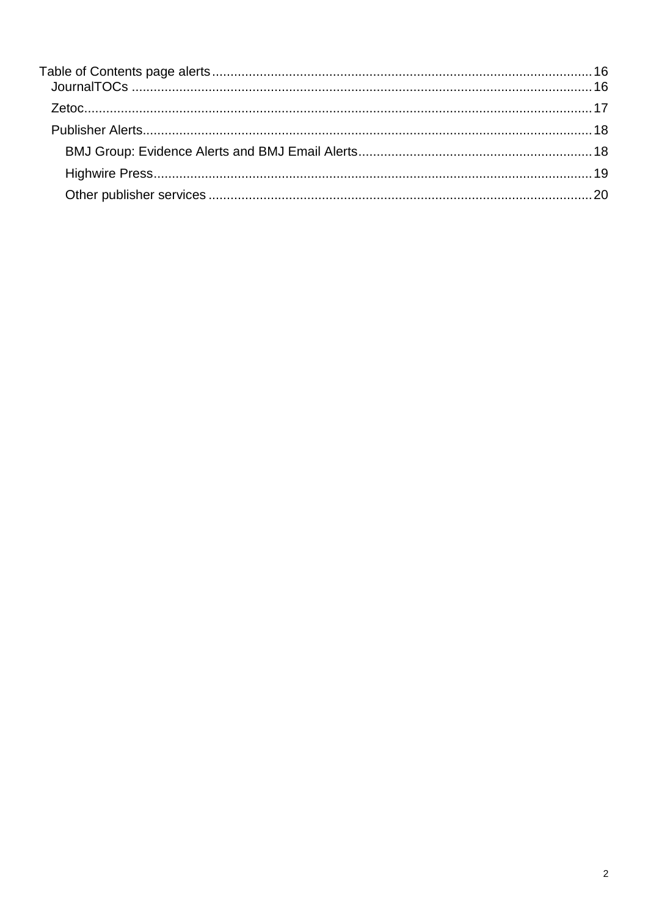Table of Contents page alerts ........................................................ 16
- JournalTOCs ........................................................ 16
- Zetoc ........................................................ 17
- Publisher Alerts ........................................................ 18
  - BMJ Group: Evidence Alerts and BMJ Email Alerts ........................................................ 18
  - Highwire Press ........................................................ 19
  - Other publisher services ........................................................ 20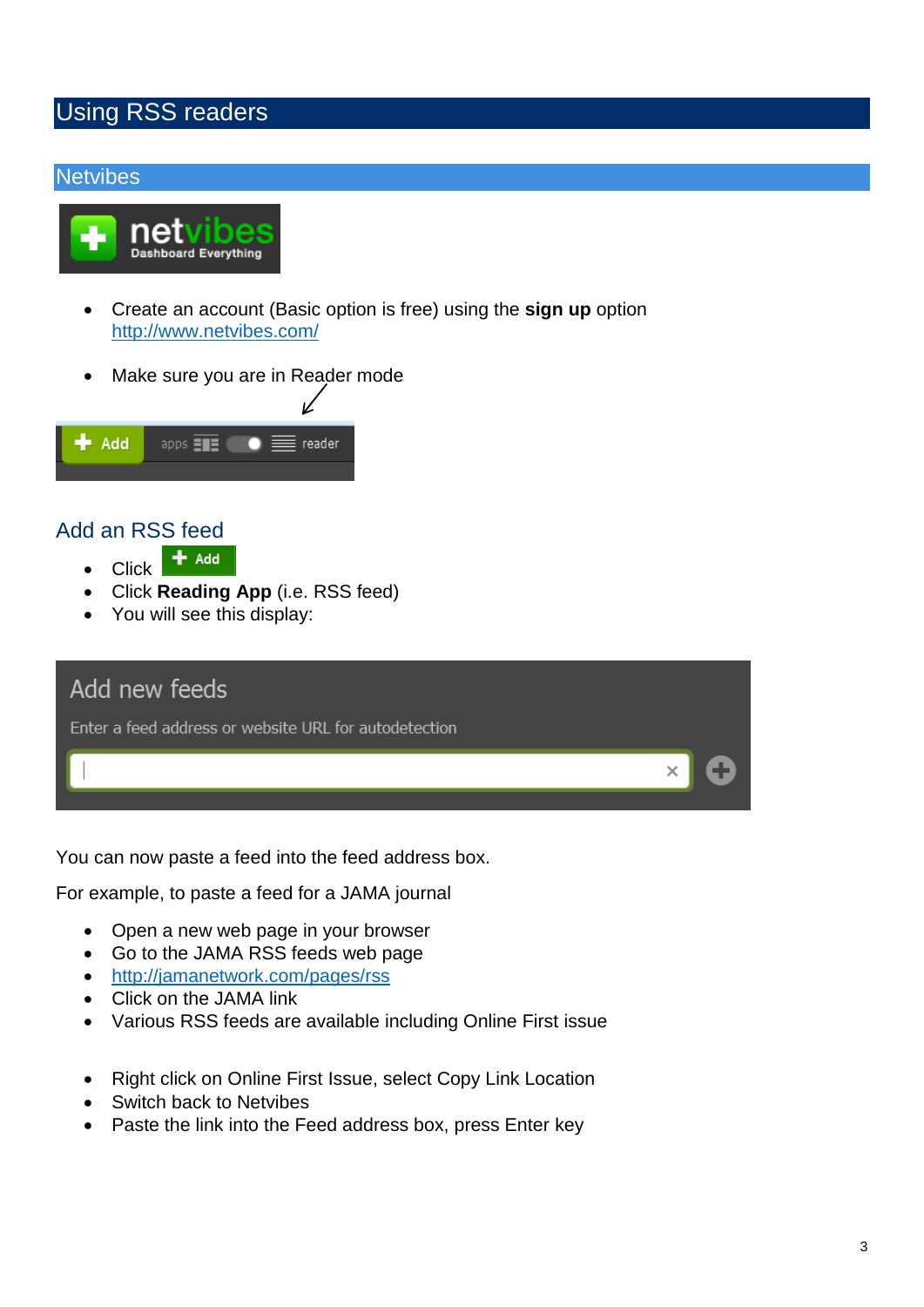# Using RSS readers

## Netvibes

- Create an account (Basic option is free) using the **sign up** option
  http://www.netvibes.com/

- Make sure you are in Reader mode

### Add an RSS feed

- Click Add
- Click **Reading App** (i.e. RSS feed)
- You will see this display:

You can now paste a feed into the feed address box.

For example, to paste a feed for a JAMA journal

- Open a new web page in your browser
- Go to the JAMA RSS feeds web page
- http://jamanetwork.com/pages/rss
- Click on the JAMA link
- Various RSS feeds are available including Online First issue

- Right click on Online First Issue, select Copy Link Location
- Switch back to Netvibes
- Paste the link into the Feed address box, press Enter key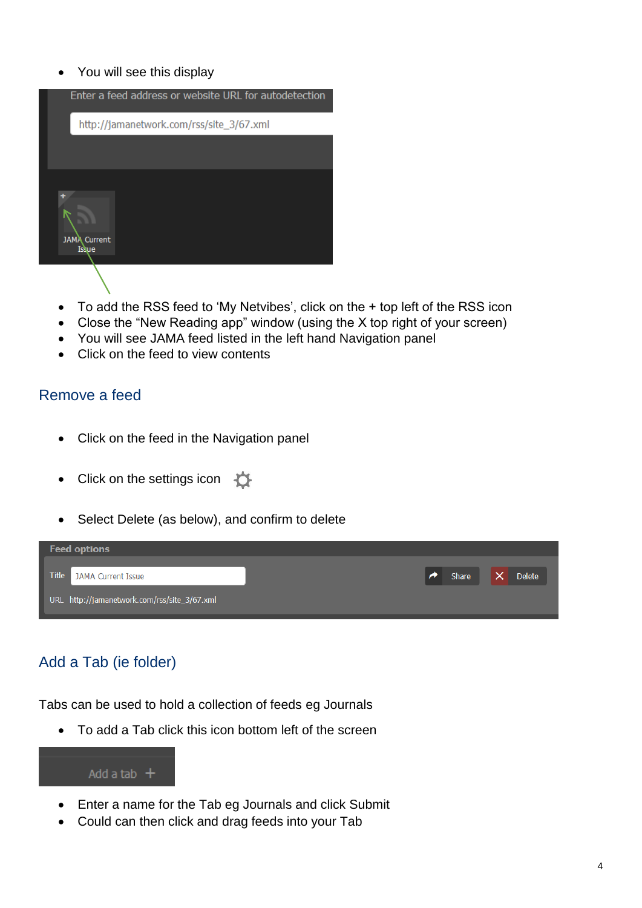- You will see this display

- To add the RSS feed to ‘My Netvibes’, click on the + top left of the RSS icon
- Close the “New Reading app” window (using the X top right of your screen)
- You will see JAMA feed listed in the left hand Navigation panel
- Click on the feed to view contents

## Remove a feed

- Click on the feed in the Navigation panel
- Click on the settings icon
- Select Delete (as below), and confirm to delete

## Add a Tab (ie folder)

Tabs can be used to hold a collection of feeds eg Journals

- To add a Tab click this icon bottom left of the screen

- Enter a name for the Tab eg Journals and click Submit
- Could can then click and drag feeds into your Tab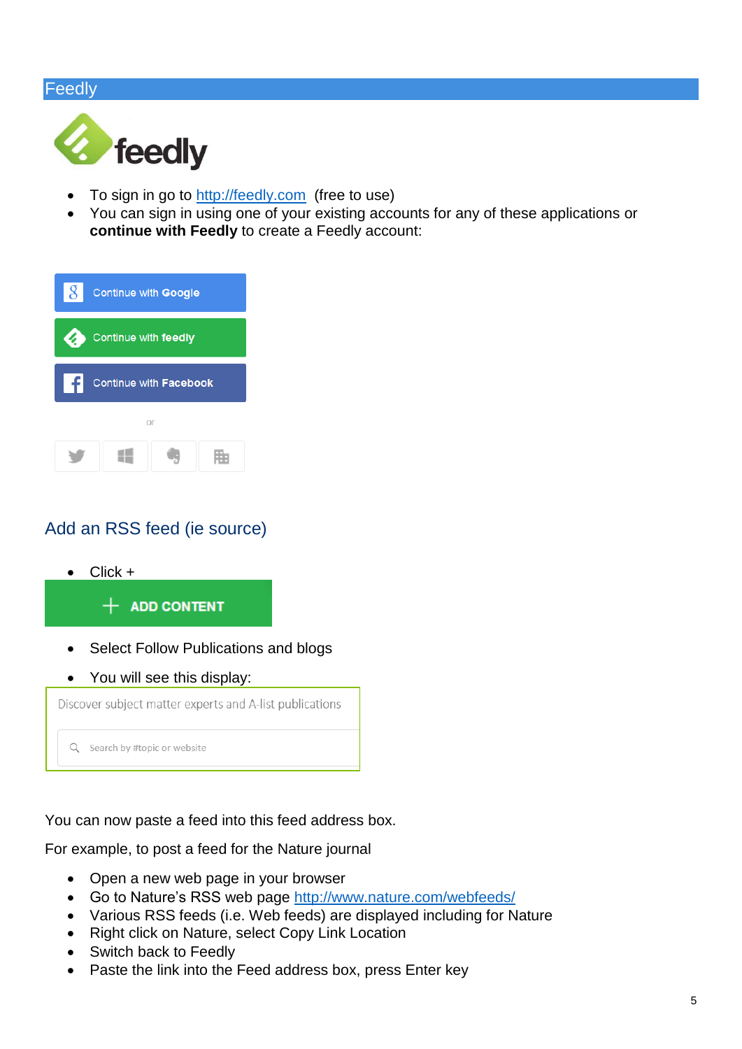## Feedly

- To sign in go to http://feedly.com (free to use)
- You can sign in using one of your existing accounts for any of these applications or **continue with Feedly** to create a Feedly account:

## Add an RSS feed (ie source)

- Click +
- Select Follow Publications and blogs
- You will see this display:

You can now paste a feed into this feed address box.

For example, to post a feed for the Nature journal

- Open a new web page in your browser
- Go to Nature's RSS web page http://www.nature.com/webfeeds/
- Various RSS feeds (i.e. Web feeds) are displayed including for Nature
- Right click on Nature, select Copy Link Location
- Switch back to Feedly
- Paste the link into the Feed address box, press Enter key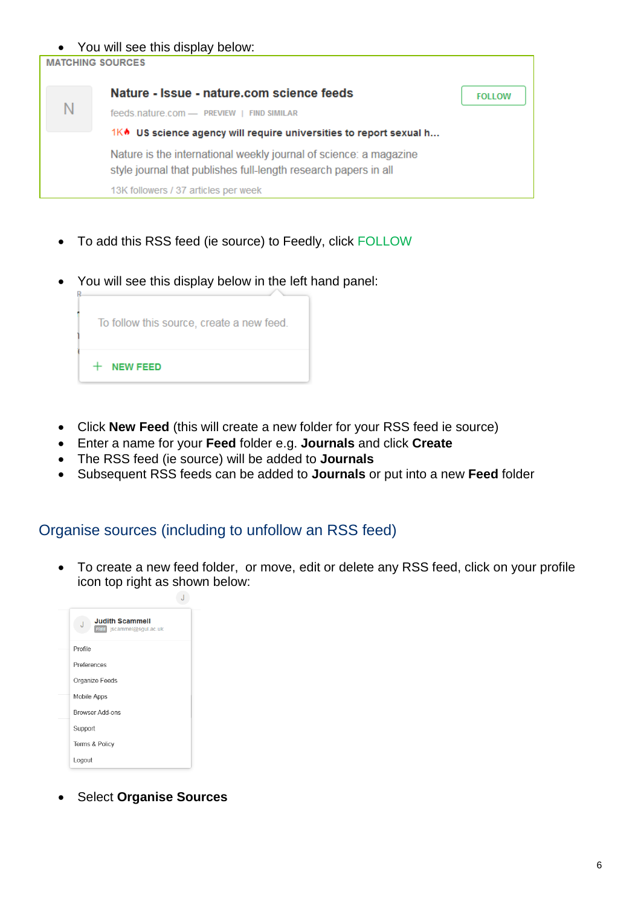- You will see this display below:

MATCHING SOURCES

N

**Nature - Issue - nature.com science feeds**

FOLLOW

feeds.nature.com — PREVIEW | FIND SIMILAR

1K **US science agency will require universities to report sexual h...**

Nature is the international weekly journal of science: a magazine style journal that publishes full-length research papers in all

13K followers / 37 articles per week

- To add this RSS feed (ie source) to Feedly, click FOLLOW

- You will see this display below in the left hand panel:

To follow this source, create a new feed.

+ NEW FEED

- Click **New Feed** (this will create a new folder for your RSS feed ie source)
- Enter a name for your **Feed** folder e.g. **Journals** and click **Create**
- The RSS feed (ie source) will be added to **Journals**
- Subsequent RSS feeds can be added to **Journals** or put into a new **Feed** folder

## Organise sources (including to unfollow an RSS feed)

- To create a new feed folder, or move, edit or delete any RSS feed, click on your profile icon top right as shown below:

J

Judith Scammell
FREE jscammel@sgul.ac.uk

Profile
Preferences
Organize Feeds
Mobile Apps
Browser Add-ons
Support
Terms & Policy
Logout

- Select **Organise Sources**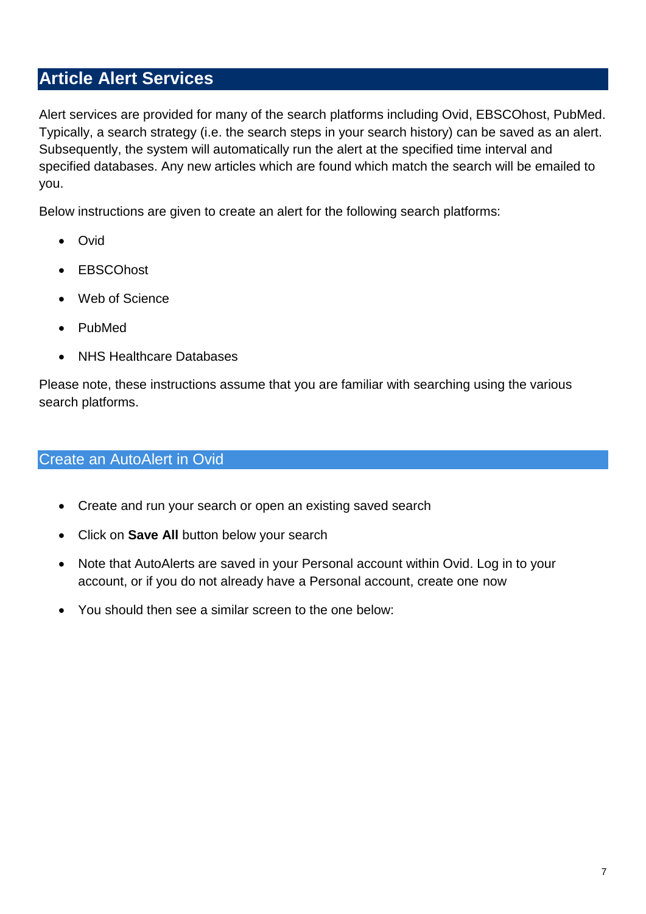## Article Alert Services

Alert services are provided for many of the search platforms including Ovid, EBSCOhost, PubMed. Typically, a search strategy (i.e. the search steps in your search history) can be saved as an alert. Subsequently, the system will automatically run the alert at the specified time interval and specified databases. Any new articles which are found which match the search will be emailed to you.

Below instructions are given to create an alert for the following search platforms:

- Ovid
- EBSCOhost
- Web of Science
- PubMed
- NHS Healthcare Databases

Please note, these instructions assume that you are familiar with searching using the various search platforms.

### Create an AutoAlert in Ovid

- Create and run your search or open an existing saved search
- Click on **Save All** button below your search
- Note that AutoAlerts are saved in your Personal account within Ovid. Log in to your account, or if you do not already have a Personal account, create one now
- You should then see a similar screen to the one below: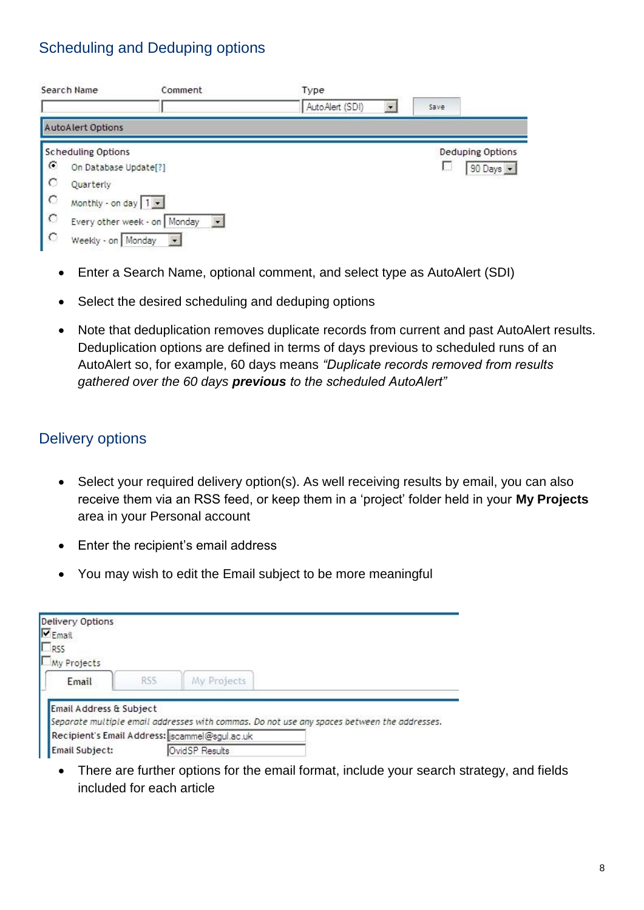## Scheduling and Deduping options

- Enter a Search Name, optional comment, and select type as AutoAlert (SDI)
- Select the desired scheduling and deduping options
- Note that deduplication removes duplicate records from current and past AutoAlert results. Deduplication options are defined in terms of days previous to scheduled runs of an AutoAlert so, for example, 60 days means *"Duplicate records removed from results gathered over the 60 days* ***previous*** *to the scheduled AutoAlert"*

## Delivery options

- Select your required delivery option(s). As well receiving results by email, you can also receive them via an RSS feed, or keep them in a 'project' folder held in your **My Projects** area in your Personal account
- Enter the recipient's email address
- You may wish to edit the Email subject to be more meaningful

- There are further options for the email format, include your search strategy, and fields included for each article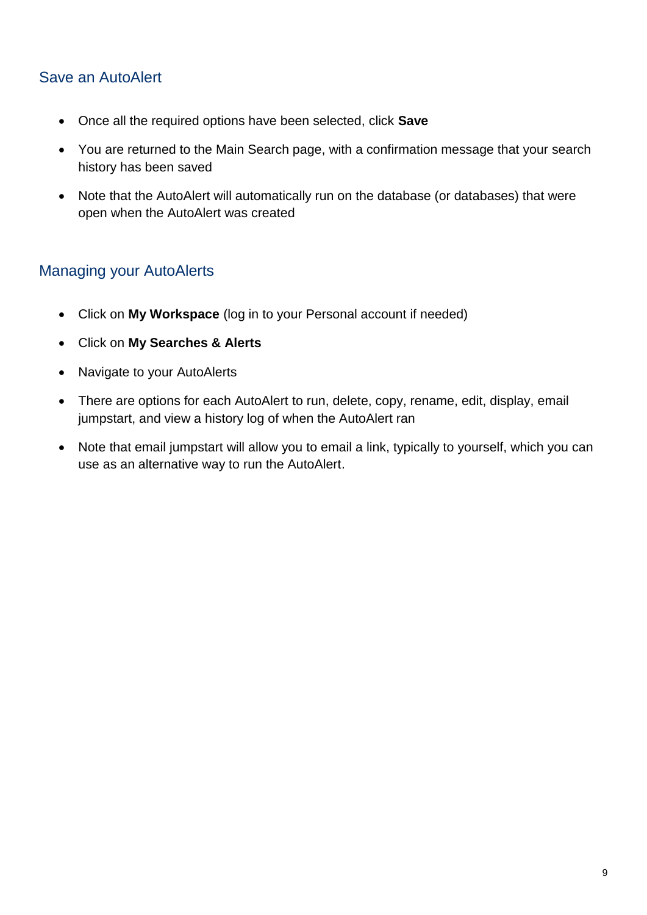## Save an AutoAlert

- Once all the required options have been selected, click **Save**
- You are returned to the Main Search page, with a confirmation message that your search history has been saved
- Note that the AutoAlert will automatically run on the database (or databases) that were open when the AutoAlert was created

## Managing your AutoAlerts

- Click on **My Workspace** (log in to your Personal account if needed)
- Click on **My Searches & Alerts**
- Navigate to your AutoAlerts
- There are options for each AutoAlert to run, delete, copy, rename, edit, display, email jumpstart, and view a history log of when the AutoAlert ran
- Note that email jumpstart will allow you to email a link, typically to yourself, which you can use as an alternative way to run the AutoAlert.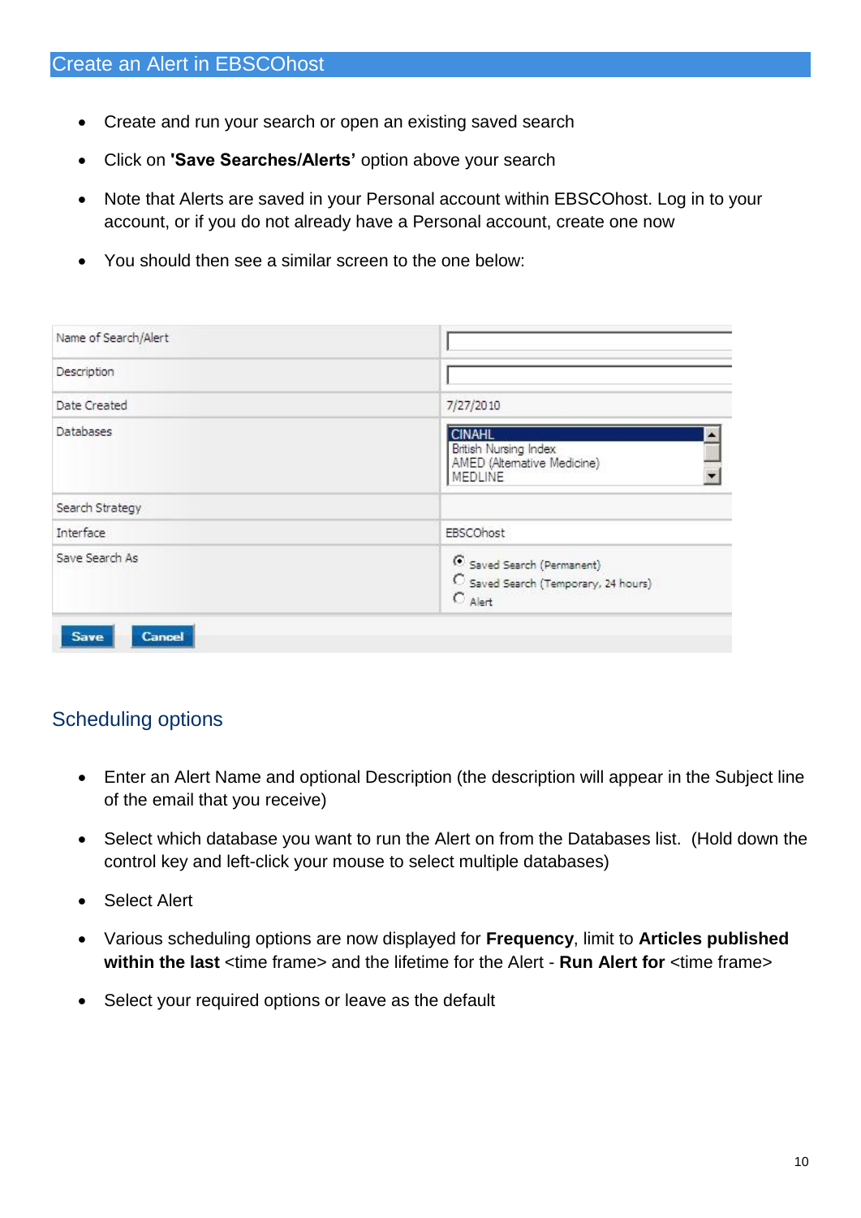## Create an Alert in EBSCOhost

- Create and run your search or open an existing saved search
- Click on **'Save Searches/Alerts'** option above your search
- Note that Alerts are saved in your Personal account within EBSCOhost. Log in to your account, or if you do not already have a Personal account, create one now
- You should then see a similar screen to the one below:

| Name of Search/Alert | |
|---|---|
| Description | |
| Date Created | 7/27/2010 |
| Databases | CINAHL<br>British Nursing Index<br>AMED (Alternative Medicine)<br>MEDLINE |
| Search Strategy | |
| Interface | EBSCOhost |
| Save Search As | Saved Search (Permanent)<br>Saved Search (Temporary, 24 hours)<br>Alert |

Save Cancel

## Scheduling options

- Enter an Alert Name and optional Description (the description will appear in the Subject line of the email that you receive)
- Select which database you want to run the Alert on from the Databases list. (Hold down the control key and left-click your mouse to select multiple databases)
- Select Alert
- Various scheduling options are now displayed for **Frequency**, limit to **Articles published within the last** <time frame> and the lifetime for the Alert - **Run Alert for** <time frame>
- Select your required options or leave as the default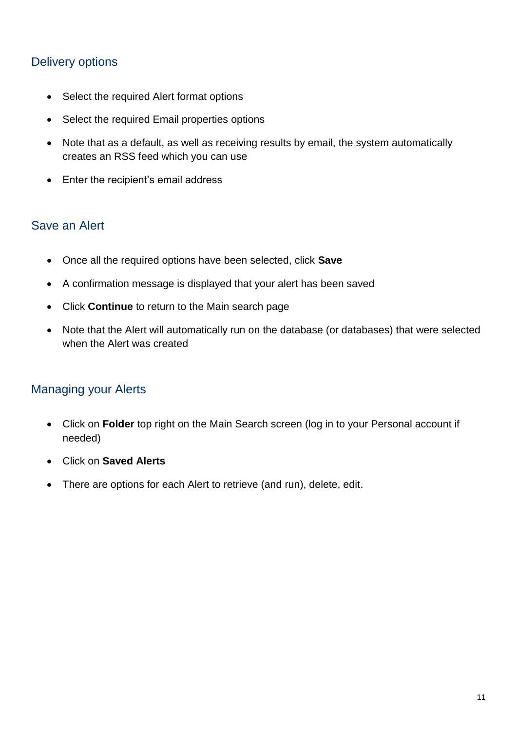## Delivery options

- Select the required Alert format options
- Select the required Email properties options
- Note that as a default, as well as receiving results by email, the system automatically creates an RSS feed which you can use
- Enter the recipient's email address

## Save an Alert

- Once all the required options have been selected, click **Save**
- A confirmation message is displayed that your alert has been saved
- Click **Continue** to return to the Main search page
- Note that the Alert will automatically run on the database (or databases) that were selected when the Alert was created

## Managing your Alerts

- Click on **Folder** top right on the Main Search screen (log in to your Personal account if needed)
- Click on **Saved Alerts**
- There are options for each Alert to retrieve (and run), delete, edit.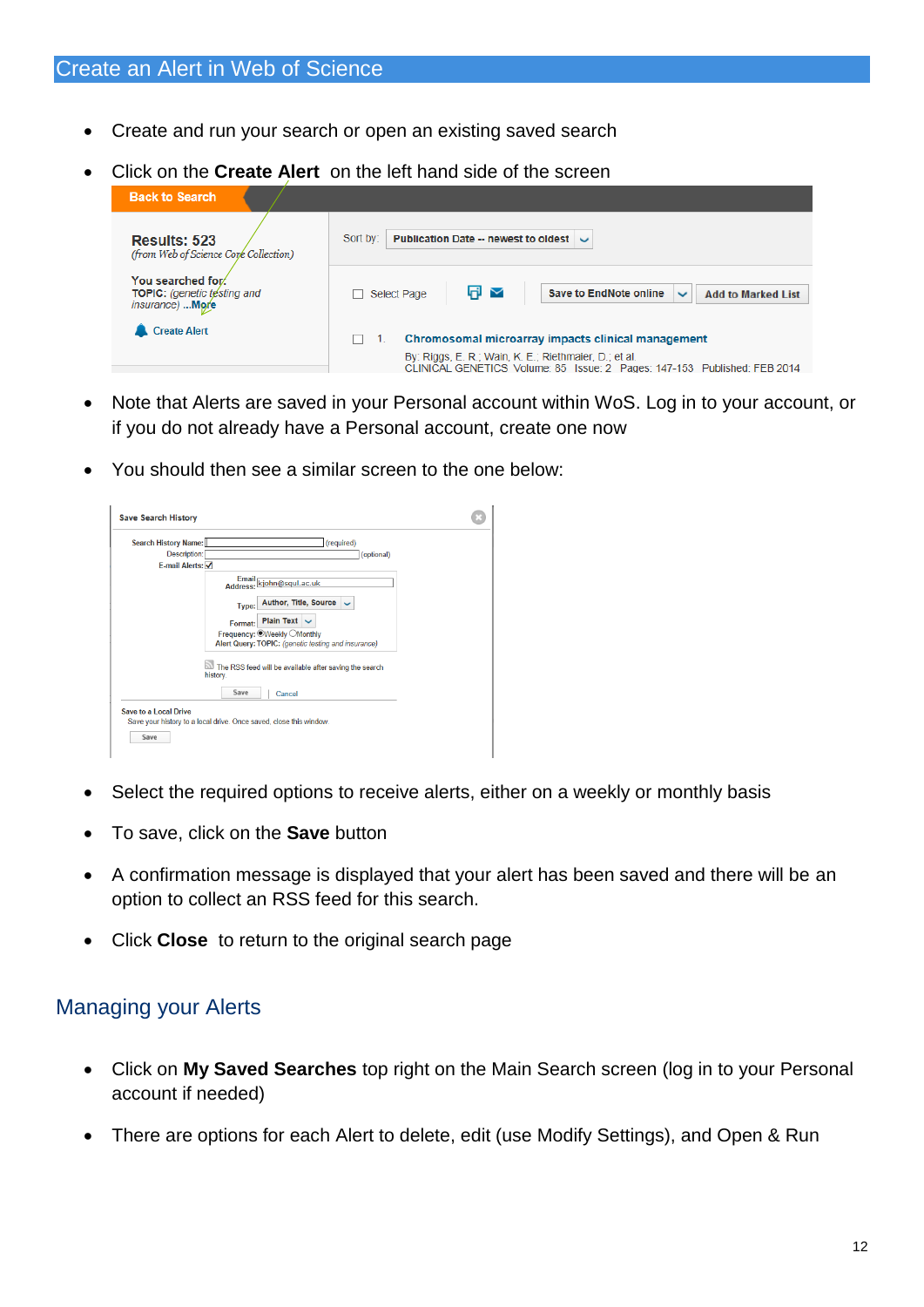# Create an Alert in Web of Science

- Create and run your search or open an existing saved search
- Click on the **Create Alert** on the left hand side of the screen
- Note that Alerts are saved in your Personal account within WoS. Log in to your account, or if you do not already have a Personal account, create one now
- You should then see a similar screen to the one below:
- Select the required options to receive alerts, either on a weekly or monthly basis
- To save, click on the **Save** button
- A confirmation message is displayed that your alert has been saved and there will be an option to collect an RSS feed for this search.
- Click **Close** to return to the original search page

## Managing your Alerts

- Click on **My Saved Searches** top right on the Main Search screen (log in to your Personal account if needed)
- There are options for each Alert to delete, edit (use Modify Settings), and Open & Run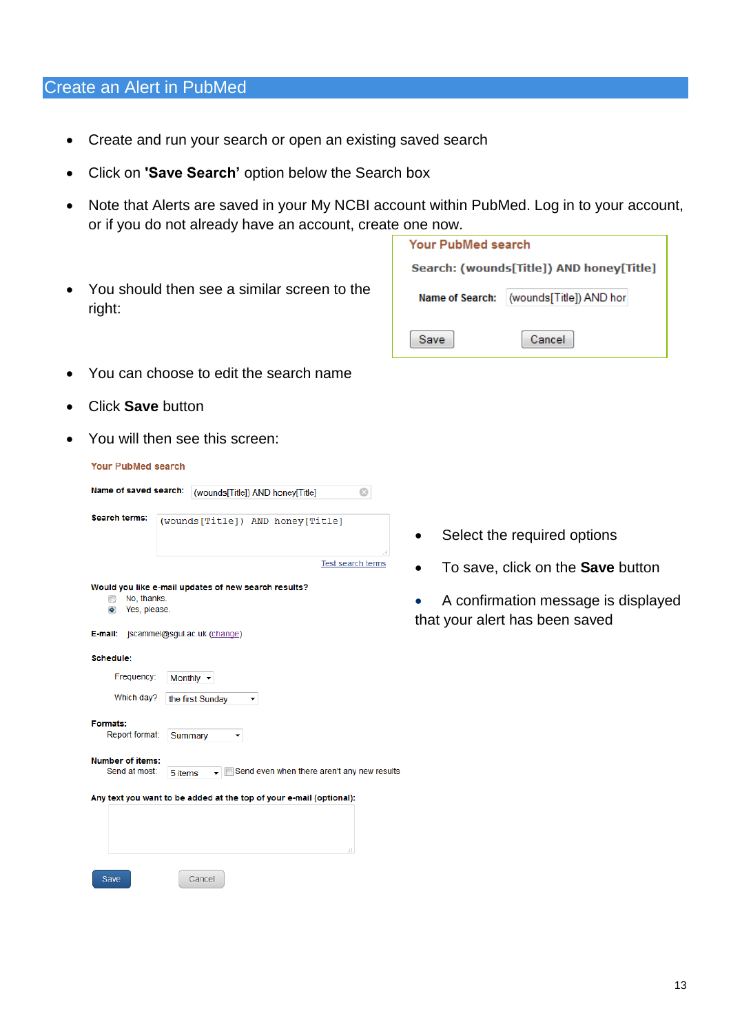## Create an Alert in PubMed

- Create and run your search or open an existing saved search
- Click on **'Save Search'** option below the Search box
- Note that Alerts are saved in your My NCBI account within PubMed. Log in to your account, or if you do not already have an account, create one now.
- You should then see a similar screen to the right:

**Your PubMed search**

**Search: (wounds[Title]) AND honey[Title]**

**Name of Search:** (wounds[Title]) AND hor

Save Cancel

- You can choose to edit the search name
- Click **Save** button
- You will then see this screen:

**Your PubMed search**

**Name of saved search:** (wounds[Title]) AND honey[Title]

**Search terms:** (wounds[Title]) AND honey[Title]

Test search terms

**Would you like e-mail updates of new search results?**
No, thanks.
Yes, please.

**E-mail:** jscammel@sgul.ac.uk (change)

**Schedule:**
Frequency: Monthly
Which day? the first Sunday

**Formats:**
Report format: Summary

**Number of items:**
Send at most: 5 items Send even when there aren't any new results

**Any text you want to be added at the top of your e-mail (optional):**

Save Cancel

- Select the required options
- To save, click on the **Save** button
- A confirmation message is displayed that your alert has been saved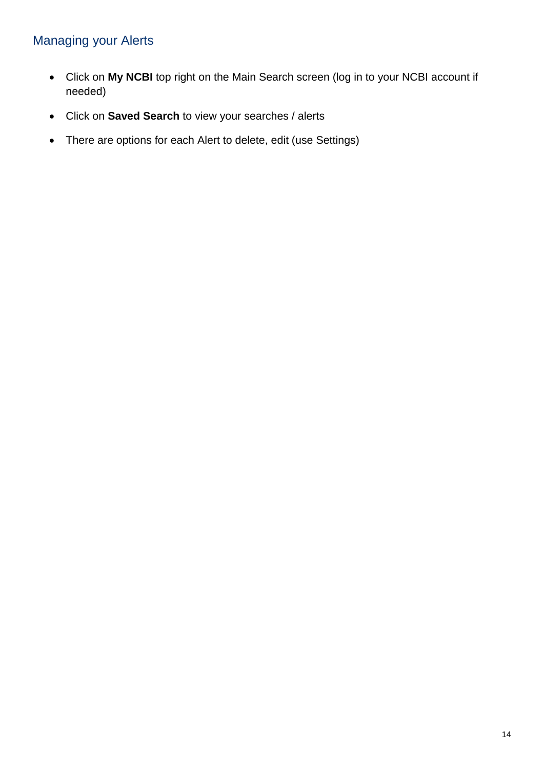## Managing your Alerts

- Click on **My NCBI** top right on the Main Search screen (log in to your NCBI account if needed)
- Click on **Saved Search** to view your searches / alerts
- There are options for each Alert to delete, edit (use Settings)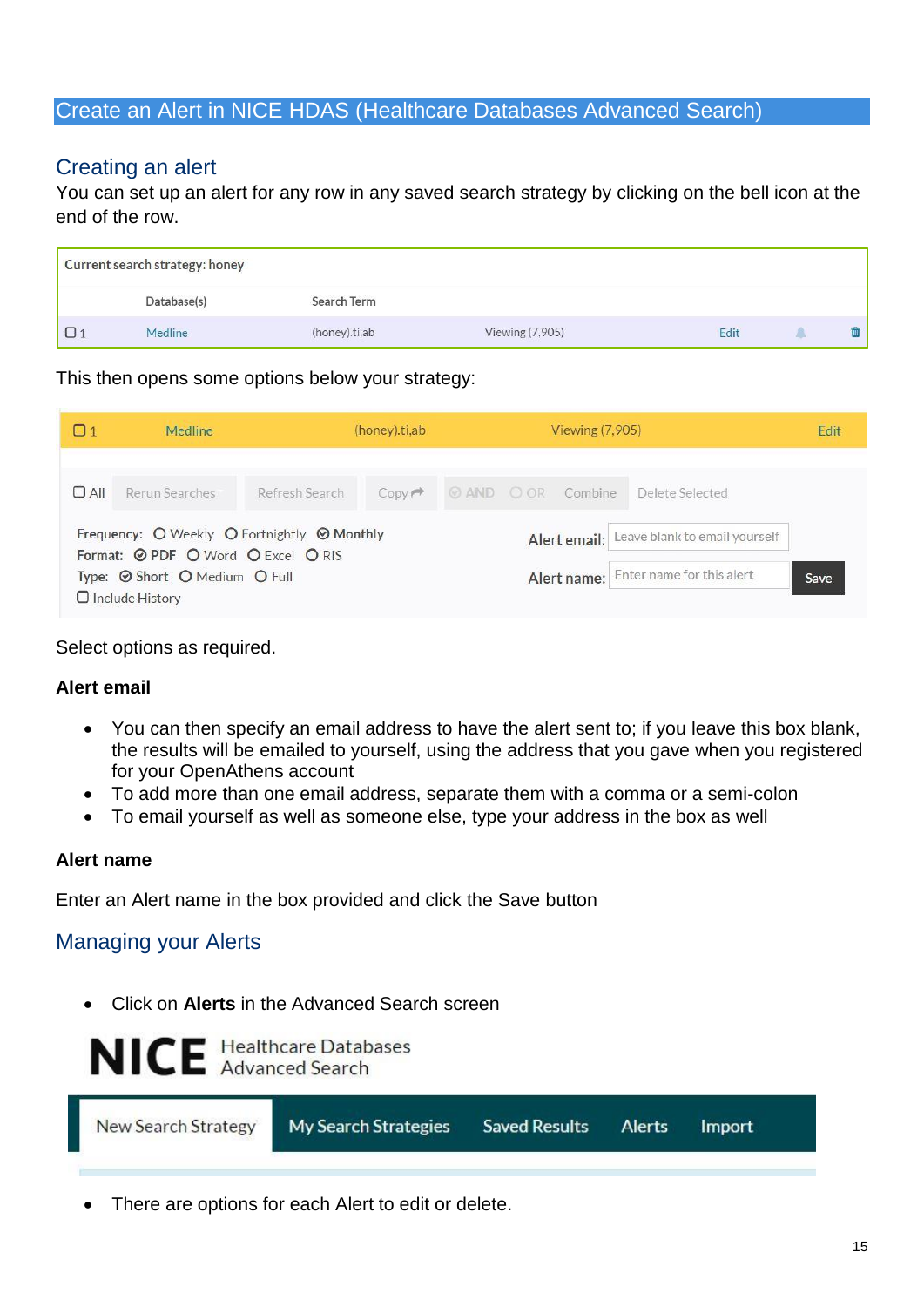# Create an Alert in NICE HDAS (Healthcare Databases Advanced Search)

## Creating an alert

You can set up an alert for any row in any saved search strategy by clicking on the bell icon at the end of the row.

This then opens some options below your strategy:

Select options as required.

**Alert email**

- You can then specify an email address to have the alert sent to; if you leave this box blank, the results will be emailed to yourself, using the address that you gave when you registered for your OpenAthens account
- To add more than one email address, separate them with a comma or a semi-colon
- To email yourself as well as someone else, type your address in the box as well

**Alert name**

Enter an Alert name in the box provided and click the Save button

## Managing your Alerts

- Click on **Alerts** in the Advanced Search screen

- There are options for each Alert to edit or delete.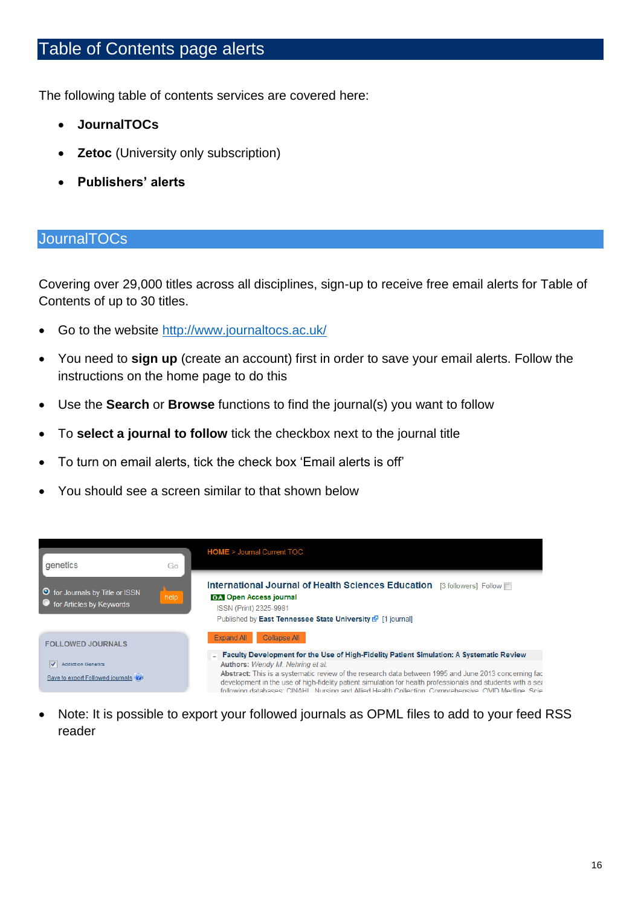# Table of Contents page alerts

The following table of contents services are covered here:

- **JournalTOCs**
- **Zetoc** (University only subscription)
- **Publishers' alerts**

## JournalTOCs

Covering over 29,000 titles across all disciplines, sign-up to receive free email alerts for Table of Contents of up to 30 titles.

- Go to the website http://www.journaltocs.ac.uk/
- You need to **sign up** (create an account) first in order to save your email alerts. Follow the instructions on the home page to do this
- Use the **Search** or **Browse** functions to find the journal(s) you want to follow
- To **select a journal to follow** tick the checkbox next to the journal title
- To turn on email alerts, tick the check box 'Email alerts is off'
- You should see a screen similar to that shown below

- Note: It is possible to export your followed journals as OPML files to add to your feed RSS reader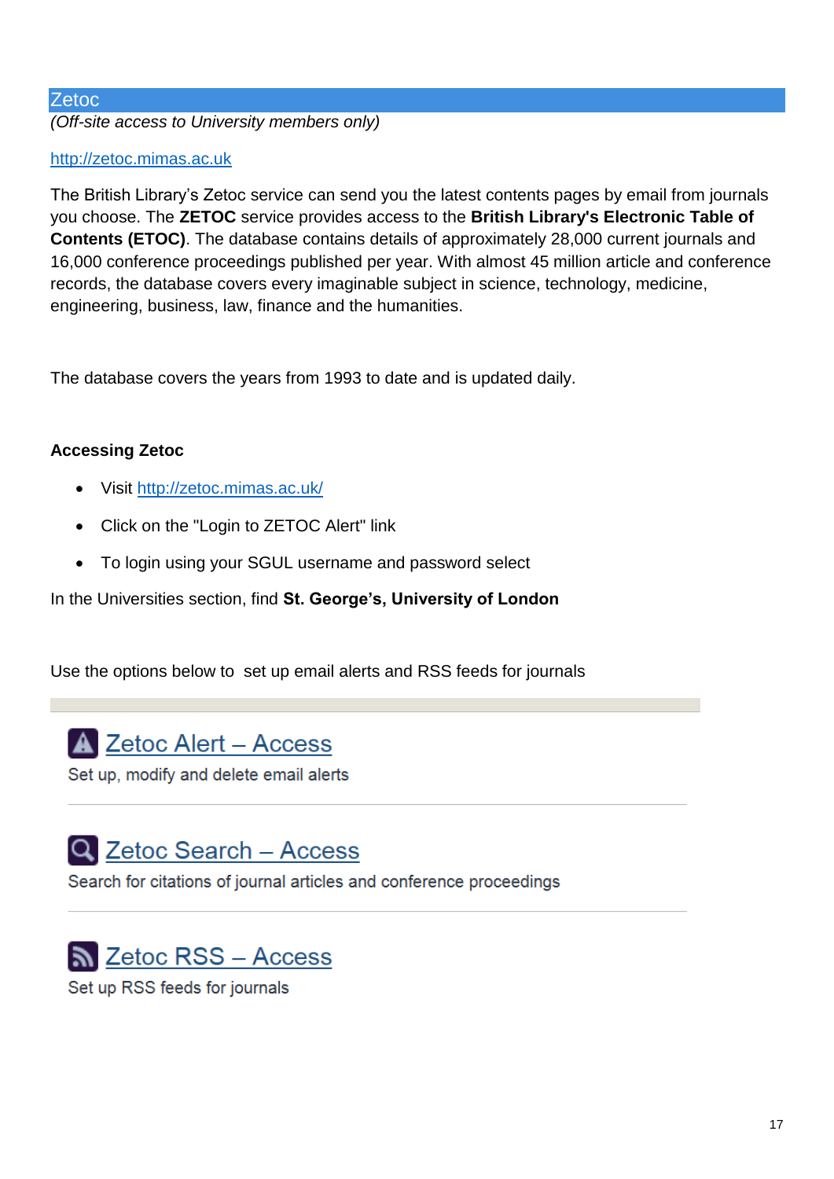## Zetoc

*(Off-site access to University members only)*

http://zetoc.mimas.ac.uk

The British Library's Zetoc service can send you the latest contents pages by email from journals you choose. The **ZETOC** service provides access to the **British Library's Electronic Table of Contents (ETOC)**. The database contains details of approximately 28,000 current journals and 16,000 conference proceedings published per year. With almost 45 million article and conference records, the database covers every imaginable subject in science, technology, medicine, engineering, business, law, finance and the humanities.

The database covers the years from 1993 to date and is updated daily.

**Accessing Zetoc**

- Visit http://zetoc.mimas.ac.uk/
- Click on the "Login to ZETOC Alert" link
- To login using your SGUL username and password select

In the Universities section, find **St. George's, University of London**

Use the options below to set up email alerts and RSS feeds for journals

**Zetoc Alert – Access**

Set up, modify and delete email alerts

**Zetoc Search – Access**

Search for citations of journal articles and conference proceedings

**Zetoc RSS – Access**

Set up RSS feeds for journals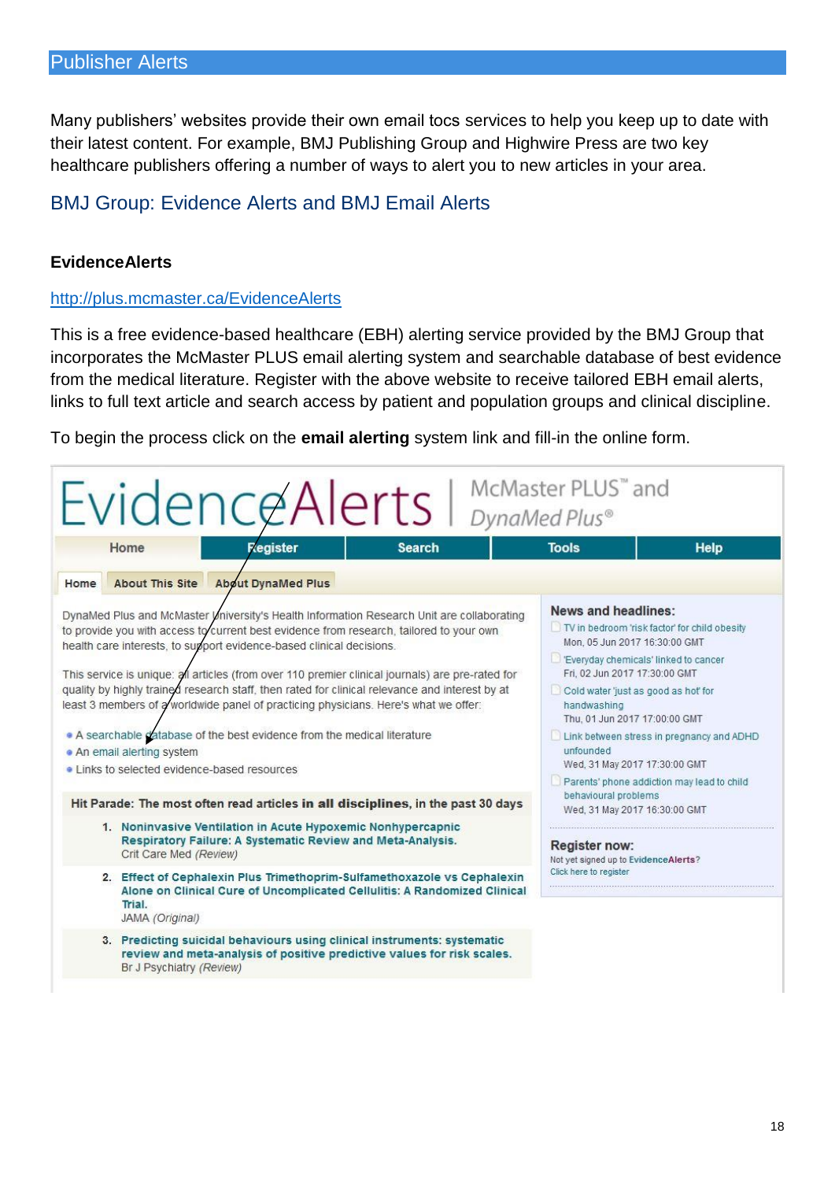## Publisher Alerts

Many publishers' websites provide their own email tocs services to help you keep up to date with their latest content. For example, BMJ Publishing Group and Highwire Press are two key healthcare publishers offering a number of ways to alert you to new articles in your area.

### BMJ Group: Evidence Alerts and BMJ Email Alerts

**EvidenceAlerts**

http://plus.mcmaster.ca/EvidenceAlerts

This is a free evidence-based healthcare (EBH) alerting service provided by the BMJ Group that incorporates the McMaster PLUS email alerting system and searchable database of best evidence from the medical literature. Register with the above website to receive tailored EBH email alerts, links to full text article and search access by patient and population groups and clinical discipline.

To begin the process click on the **email alerting** system link and fill-in the online form.

EvidenceAlerts | McMaster PLUS™ and DynaMed Plus®

Home | Register | Search | Tools | Help

Home | About This Site | About DynaMed Plus

DynaMed Plus and McMaster University's Health Information Research Unit are collaborating to provide you with access to current best evidence from research, tailored to your own health care interests, to support evidence-based clinical decisions.

This service is unique: all articles (from over 110 premier clinical journals) are pre-rated for quality by highly trained research staff, then rated for clinical relevance and interest by at least 3 members of a worldwide panel of practicing physicians. Here's what we offer:

- A searchable database of the best evidence from the medical literature
- An email alerting system
- Links to selected evidence-based resources

Hit Parade: The most often read articles **in all disciplines**, in the past 30 days

1. Noninvasive Ventilation in Acute Hypoxemic Nonhypercapnic Respiratory Failure: A Systematic Review and Meta-Analysis.
   Crit Care Med *(Review)*
2. Effect of Cephalexin Plus Trimethoprim-Sulfamethoxazole vs Cephalexin Alone on Clinical Cure of Uncomplicated Cellulitis: A Randomized Clinical Trial.
   JAMA *(Original)*
3. Predicting suicidal behaviours using clinical instruments: systematic review and meta-analysis of positive predictive values for risk scales.
   Br J Psychiatry *(Review)*

**News and headlines:**

- TV in bedroom 'risk factor' for child obesity
  Mon, 05 Jun 2017 16:30:00 GMT
- 'Everyday chemicals' linked to cancer
  Fri, 02 Jun 2017 17:30:00 GMT
- Cold water 'just as good as hot' for handwashing
  Thu, 01 Jun 2017 17:00:00 GMT
- Link between stress in pregnancy and ADHD unfounded
  Wed, 31 May 2017 17:30:00 GMT
- Parents' phone addiction may lead to child behavioural problems
  Wed, 31 May 2017 16:30:00 GMT

**Register now:**

Not yet signed up to EvidenceAlerts?
Click here to register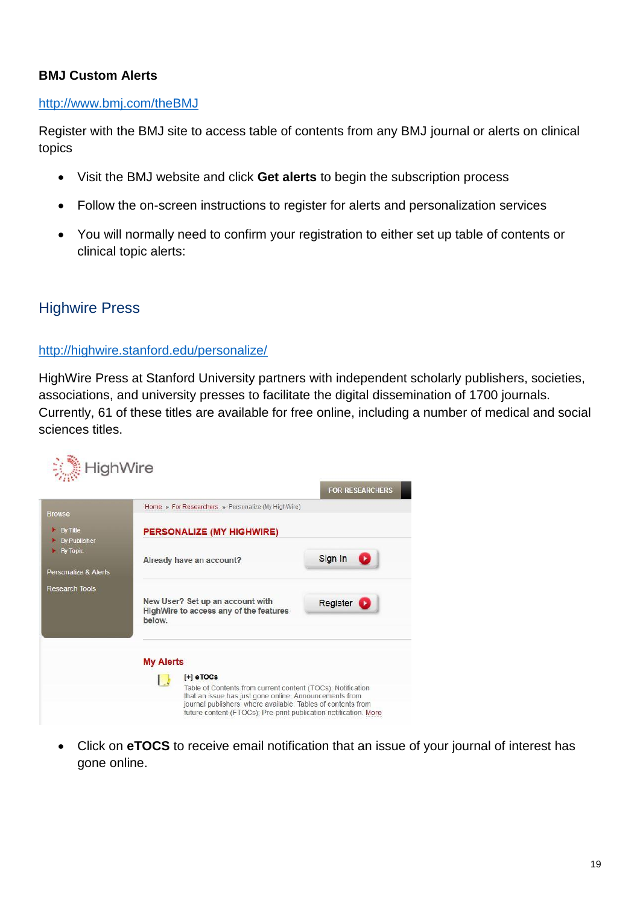**BMJ Custom Alerts**

http://www.bmj.com/theBMJ

Register with the BMJ site to access table of contents from any BMJ journal or alerts on clinical topics

- Visit the BMJ website and click **Get alerts** to begin the subscription process
- Follow the on-screen instructions to register for alerts and personalization services
- You will normally need to confirm your registration to either set up table of contents or clinical topic alerts:

## Highwire Press

http://highwire.stanford.edu/personalize/

HighWire Press at Stanford University partners with independent scholarly publishers, societies, associations, and university presses to facilitate the digital dissemination of 1700 journals. Currently, 61 of these titles are available for free online, including a number of medical and social sciences titles.

- Click on **eTOCS** to receive email notification that an issue of your journal of interest has gone online.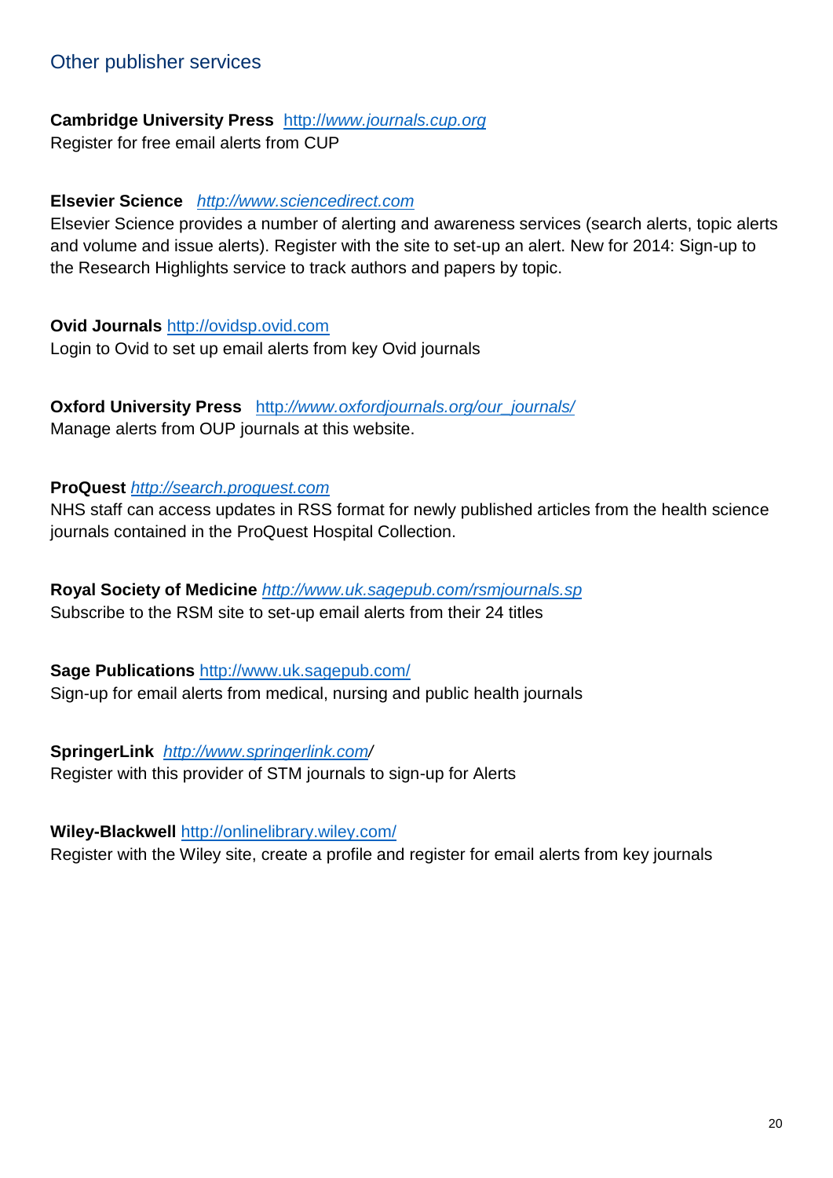## Other publisher services

**Cambridge University Press** http://www.journals.cup.org
Register for free email alerts from CUP

**Elsevier Science** http://www.sciencedirect.com
Elsevier Science provides a number of alerting and awareness services (search alerts, topic alerts and volume and issue alerts). Register with the site to set-up an alert. New for 2014: Sign-up to the Research Highlights service to track authors and papers by topic.

**Ovid Journals** http://ovidsp.ovid.com
Login to Ovid to set up email alerts from key Ovid journals

**Oxford University Press** http://www.oxfordjournals.org/our_journals/
Manage alerts from OUP journals at this website.

**ProQuest** http://search.proquest.com
NHS staff can access updates in RSS format for newly published articles from the health science journals contained in the ProQuest Hospital Collection.

**Royal Society of Medicine** http://www.uk.sagepub.com/rsmjournals.sp
Subscribe to the RSM site to set-up email alerts from their 24 titles

**Sage Publications** http://www.uk.sagepub.com/
Sign-up for email alerts from medical, nursing and public health journals

**SpringerLink** http://www.springerlink.com/
Register with this provider of STM journals to sign-up for Alerts

**Wiley-Blackwell** http://onlinelibrary.wiley.com/
Register with the Wiley site, create a profile and register for email alerts from key journals